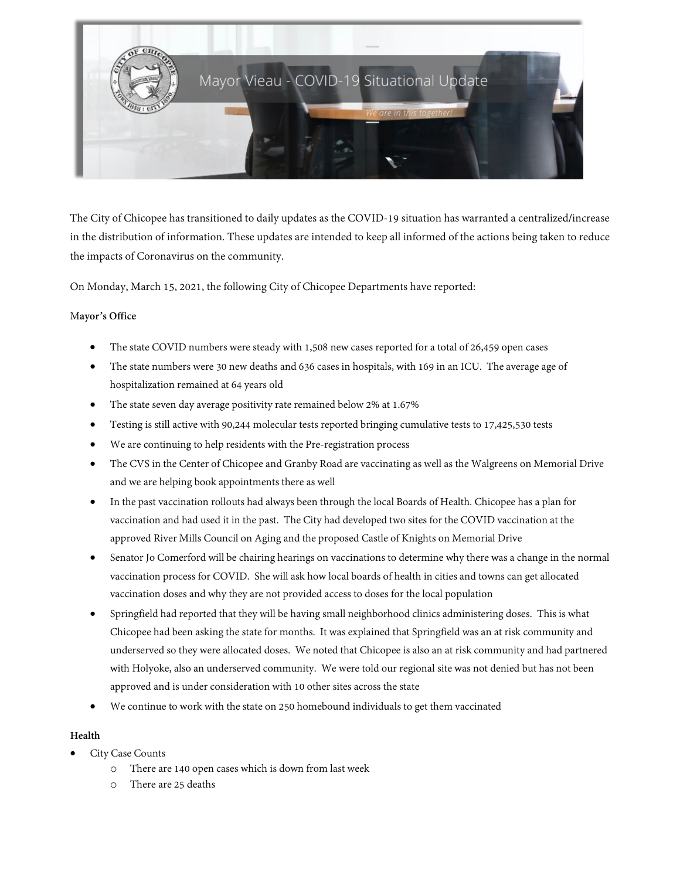# Mayor Vieau - COVID-19 Situational Update

*We are in this together!*

The City of Chicopee has transitioned to daily updates as the COVID-19 situation has warranted a centralized/increase in the distribution of information. These updates are intended to keep all informed of the actions being taken to reduce the impacts of Coronavirus on the community.

On Monday, March 15, 2021, the following City of Chicopee Departments have reported:

**Mayor's Office**

- The state COVID numbers were steady with 1,508 new cases reported for a total of 26,459 open cases
- The state numbers were 30 new deaths and 636 cases in hospitals, with 169 in an ICU. The average age of hospitalization remained at 64 years old
- The state seven day average positivity rate remained below 2% at 1.67%
- Testing is still active with 90,244 molecular tests reported bringing cumulative tests to 17,425,530 tests
- We are continuing to help residents with the Pre-registration process
- The CVS in the Center of Chicopee and Granby Road are vaccinating as well as the Walgreens on Memorial Drive and we are helping book appointments there as well
- In the past vaccination rollouts had always been through the local Boards of Health. Chicopee has a plan for vaccination and had used it in the past. The City had developed two sites for the COVID vaccination at the approved River Mills Council on Aging and the proposed Castle of Knights on Memorial Drive
- Senator Jo Comerford will be chairing hearings on vaccinations to determine why there was a change in the normal vaccination process for COVID. She will ask how local boards of health in cities and towns can get allocated vaccination doses and why they are not provided access to doses for the local population
- Springfield had reported that they will be having small neighborhood clinics administering doses. This is what Chicopee had been asking the state for months. It was explained that Springfield was an at risk community and underserved so they were allocated doses. We noted that Chicopee is also an at risk community and had partnered with Holyoke, also an underserved community. We were told our regional site was not denied but has not been approved and is under consideration with 10 other sites across the state
- We continue to work with the state on 250 homebound individuals to get them vaccinated

**Health**

- City Case Counts
  - There are 140 open cases which is down from last week
  - There are 25 deaths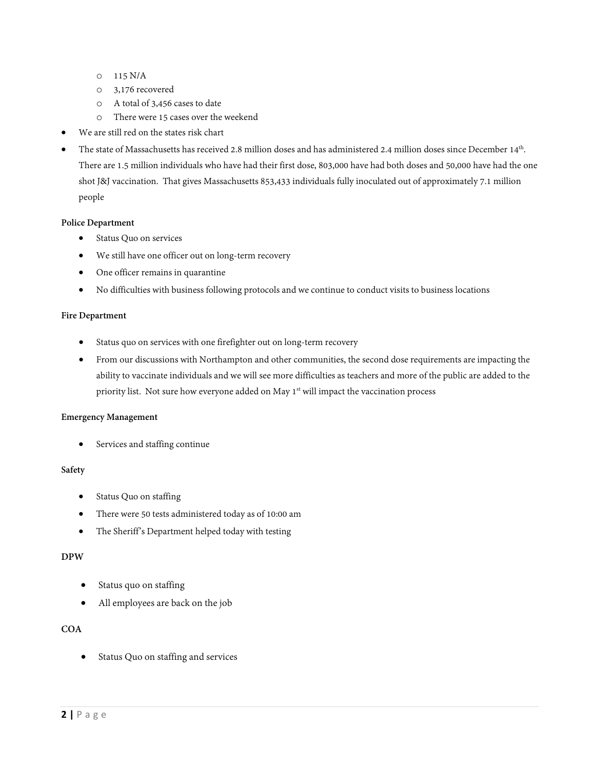- 115 N/A
  - 3,176 recovered
  - A total of 3,456 cases to date
  - There were 15 cases over the weekend
- We are still red on the states risk chart
- The state of Massachusetts has received 2.8 million doses and has administered 2.4 million doses since December 14th. There are 1.5 million individuals who have had their first dose, 803,000 have had both doses and 50,000 have had the one shot J&J vaccination. That gives Massachusetts 853,433 individuals fully inoculated out of approximately 7.1 million people

**Police Department**

- Status Quo on services
- We still have one officer out on long-term recovery
- One officer remains in quarantine
- No difficulties with business following protocols and we continue to conduct visits to business locations

**Fire Department**

- Status quo on services with one firefighter out on long-term recovery
- From our discussions with Northampton and other communities, the second dose requirements are impacting the ability to vaccinate individuals and we will see more difficulties as teachers and more of the public are added to the priority list. Not sure how everyone added on May 1st will impact the vaccination process

**Emergency Management**

- Services and staffing continue

**Safety**

- Status Quo on staffing
- There were 50 tests administered today as of 10:00 am
- The Sheriff's Department helped today with testing

**DPW**

- Status quo on staffing
- All employees are back on the job

**COA**

- Status Quo on staffing and services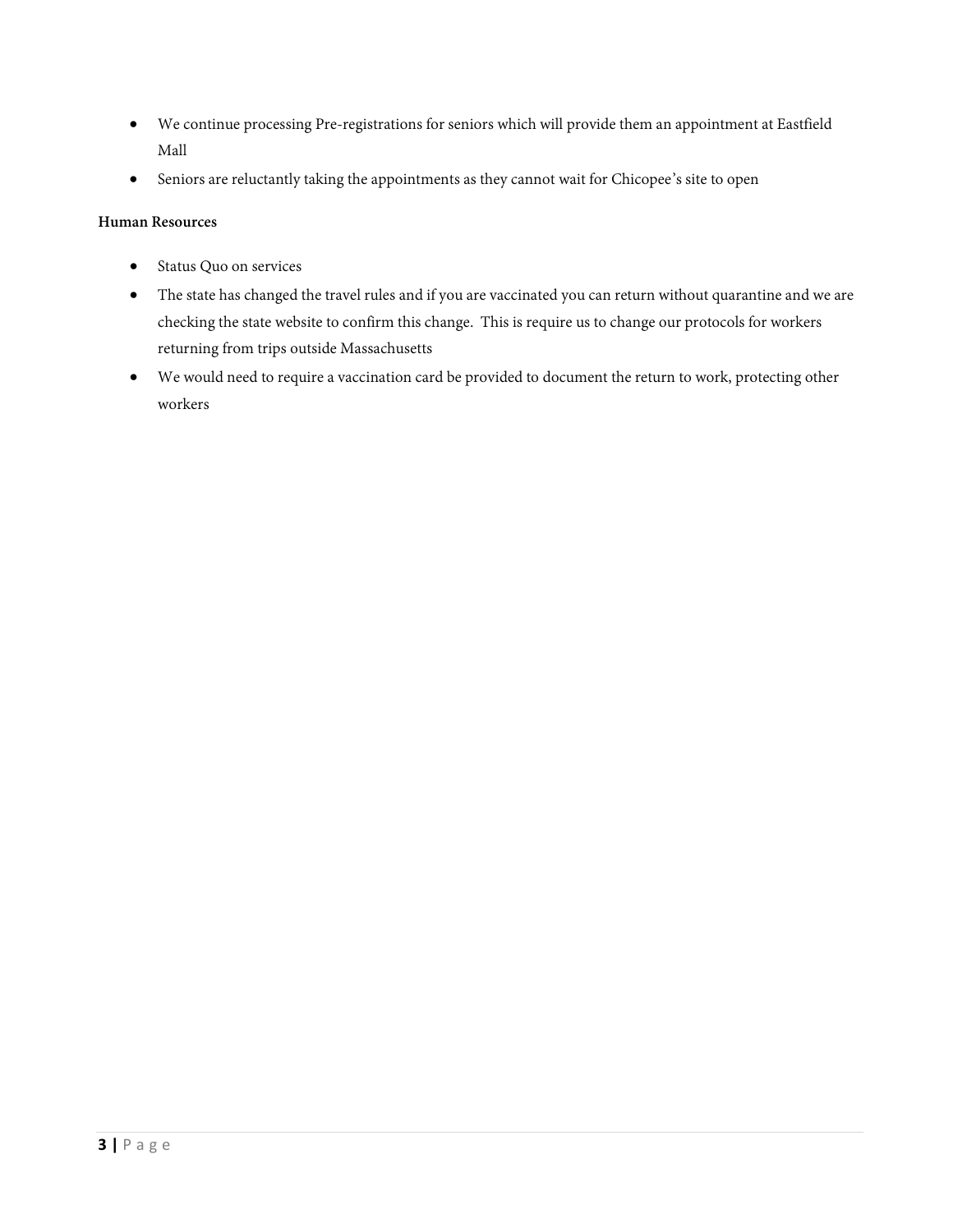- We continue processing Pre-registrations for seniors which will provide them an appointment at Eastfield Mall
- Seniors are reluctantly taking the appointments as they cannot wait for Chicopee's site to open

**Human Resources**

- Status Quo on services
- The state has changed the travel rules and if you are vaccinated you can return without quarantine and we are checking the state website to confirm this change. This is require us to change our protocols for workers returning from trips outside Massachusetts
- We would need to require a vaccination card be provided to document the return to work, protecting other workers